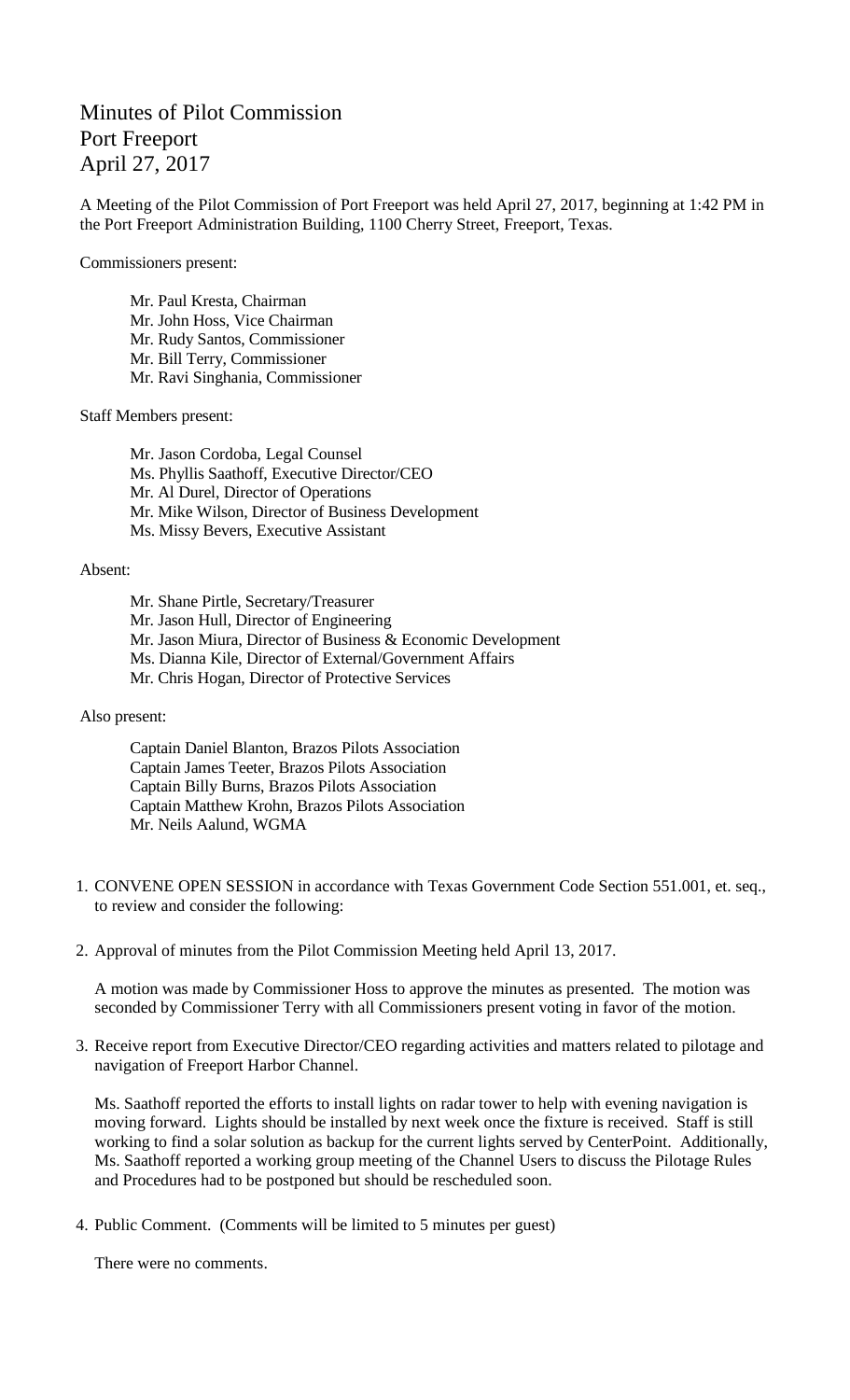# Minutes of Pilot Commission
# Port Freeport
# April 27, 2017

A Meeting of the Pilot Commission of Port Freeport was held April 27, 2017, beginning at 1:42 PM in the Port Freeport Administration Building, 1100 Cherry Street, Freeport, Texas.

Commissioners present:

Mr. Paul Kresta, Chairman
Mr. John Hoss, Vice Chairman
Mr. Rudy Santos, Commissioner
Mr. Bill Terry, Commissioner
Mr. Ravi Singhania, Commissioner

Staff Members present:

Mr. Jason Cordoba, Legal Counsel
Ms. Phyllis Saathoff, Executive Director/CEO
Mr. Al Durel, Director of Operations
Mr. Mike Wilson, Director of Business Development
Ms. Missy Bevers, Executive Assistant

Absent:

Mr. Shane Pirtle, Secretary/Treasurer
Mr. Jason Hull, Director of Engineering
Mr. Jason Miura, Director of Business & Economic Development
Ms. Dianna Kile, Director of External/Government Affairs
Mr. Chris Hogan, Director of Protective Services

Also present:

Captain Daniel Blanton, Brazos Pilots Association
Captain James Teeter, Brazos Pilots Association
Captain Billy Burns, Brazos Pilots Association
Captain Matthew Krohn, Brazos Pilots Association
Mr. Neils Aalund, WGMA

1. CONVENE OPEN SESSION in accordance with Texas Government Code Section 551.001, et. seq., to review and consider the following:

2. Approval of minutes from the Pilot Commission Meeting held April 13, 2017.

   A motion was made by Commissioner Hoss to approve the minutes as presented. The motion was seconded by Commissioner Terry with all Commissioners present voting in favor of the motion.

3. Receive report from Executive Director/CEO regarding activities and matters related to pilotage and navigation of Freeport Harbor Channel.

   Ms. Saathoff reported the efforts to install lights on radar tower to help with evening navigation is moving forward. Lights should be installed by next week once the fixture is received. Staff is still working to find a solar solution as backup for the current lights served by CenterPoint. Additionally, Ms. Saathoff reported a working group meeting of the Channel Users to discuss the Pilotage Rules and Procedures had to be postponed but should be rescheduled soon.

4. Public Comment. (Comments will be limited to 5 minutes per guest)

   There were no comments.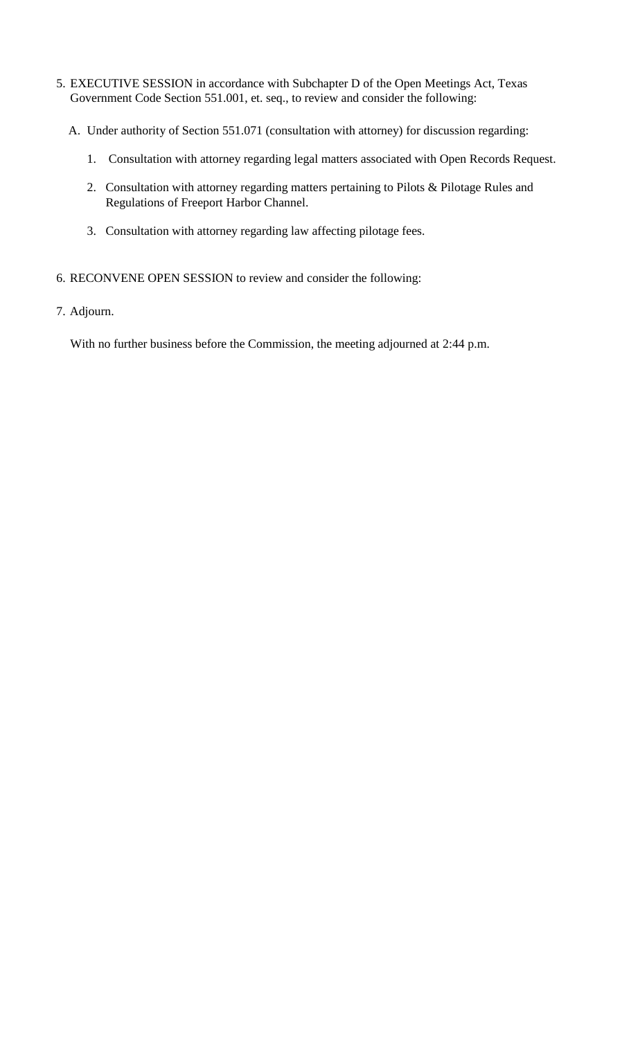5. EXECUTIVE SESSION in accordance with Subchapter D of the Open Meetings Act, Texas Government Code Section 551.001, et. seq., to review and consider the following:

   A. Under authority of Section 551.071 (consultation with attorney) for discussion regarding:

      1. Consultation with attorney regarding legal matters associated with Open Records Request.

      2. Consultation with attorney regarding matters pertaining to Pilots & Pilotage Rules and Regulations of Freeport Harbor Channel.

      3. Consultation with attorney regarding law affecting pilotage fees.

6. RECONVENE OPEN SESSION to review and consider the following:

7. Adjourn.

   With no further business before the Commission, the meeting adjourned at 2:44 p.m.